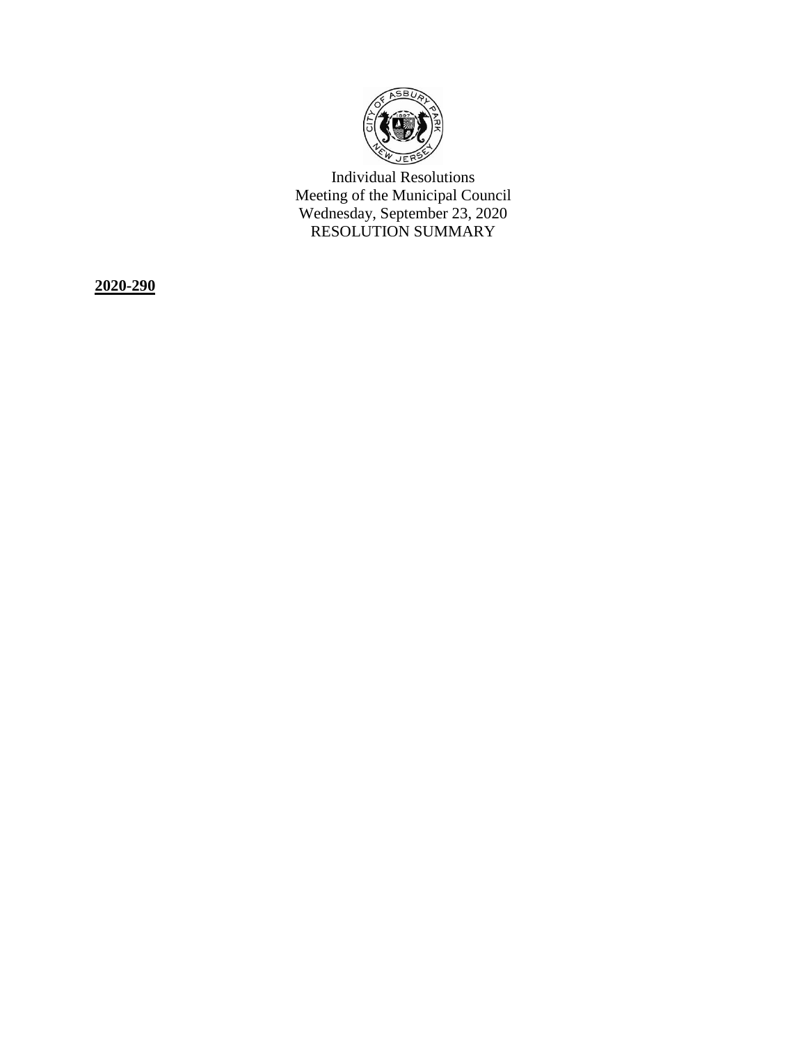Individual Resolutions
Meeting of the Municipal Council
Wednesday, September 23, 2020
RESOLUTION SUMMARY

**2020-290**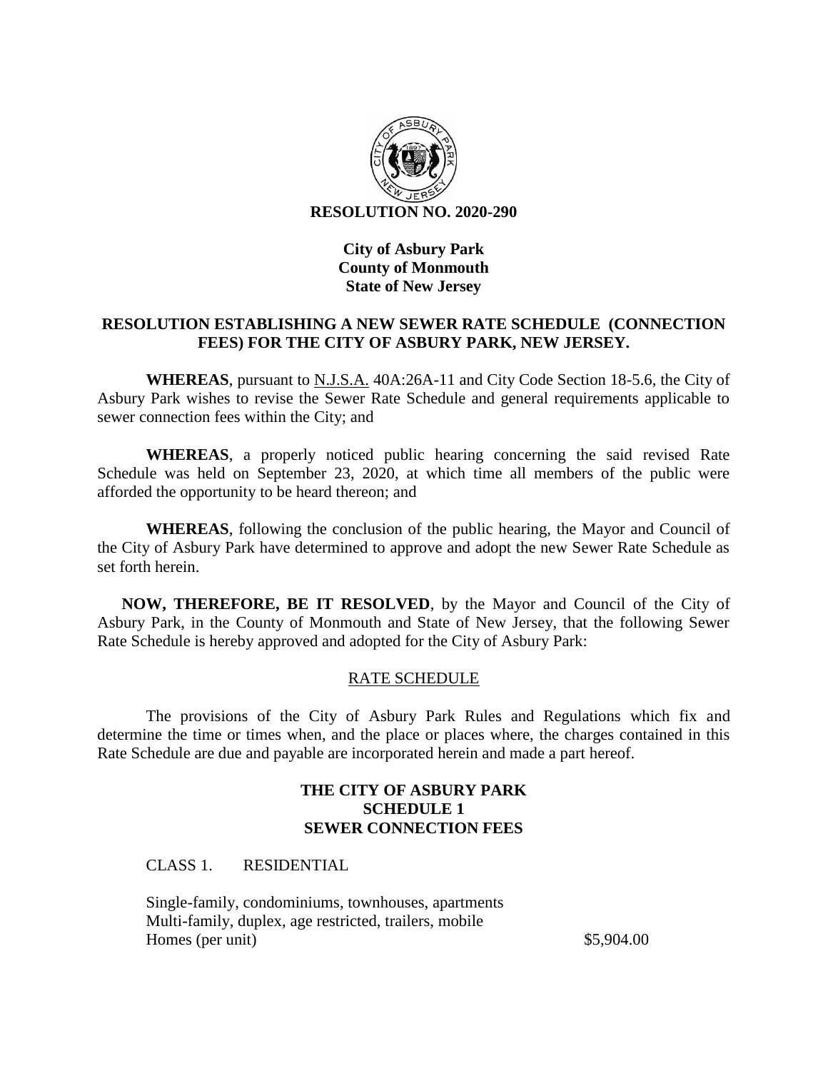**RESOLUTION NO. 2020-290**

**City of Asbury Park**
**County of Monmouth**
**State of New Jersey**

**RESOLUTION ESTABLISHING A NEW SEWER RATE SCHEDULE (CONNECTION FEES) FOR THE CITY OF ASBURY PARK, NEW JERSEY.**

**WHEREAS**, pursuant to N.J.S.A. 40A:26A-11 and City Code Section 18-5.6, the City of Asbury Park wishes to revise the Sewer Rate Schedule and general requirements applicable to sewer connection fees within the City; and

**WHEREAS**, a properly noticed public hearing concerning the said revised Rate Schedule was held on September 23, 2020, at which time all members of the public were afforded the opportunity to be heard thereon; and

**WHEREAS**, following the conclusion of the public hearing, the Mayor and Council of the City of Asbury Park have determined to approve and adopt the new Sewer Rate Schedule as set forth herein.

**NOW, THEREFORE, BE IT RESOLVED**, by the Mayor and Council of the City of Asbury Park, in the County of Monmouth and State of New Jersey, that the following Sewer Rate Schedule is hereby approved and adopted for the City of Asbury Park:

RATE SCHEDULE

The provisions of the City of Asbury Park Rules and Regulations which fix and determine the time or times when, and the place or places where, the charges contained in this Rate Schedule are due and payable are incorporated herein and made a part hereof.

**THE CITY OF ASBURY PARK**
**SCHEDULE 1**
**SEWER CONNECTION FEES**

CLASS 1. RESIDENTIAL

Single-family, condominiums, townhouses, apartments
Multi-family, duplex, age restricted, trailers, mobile
Homes (per unit) $5,904.00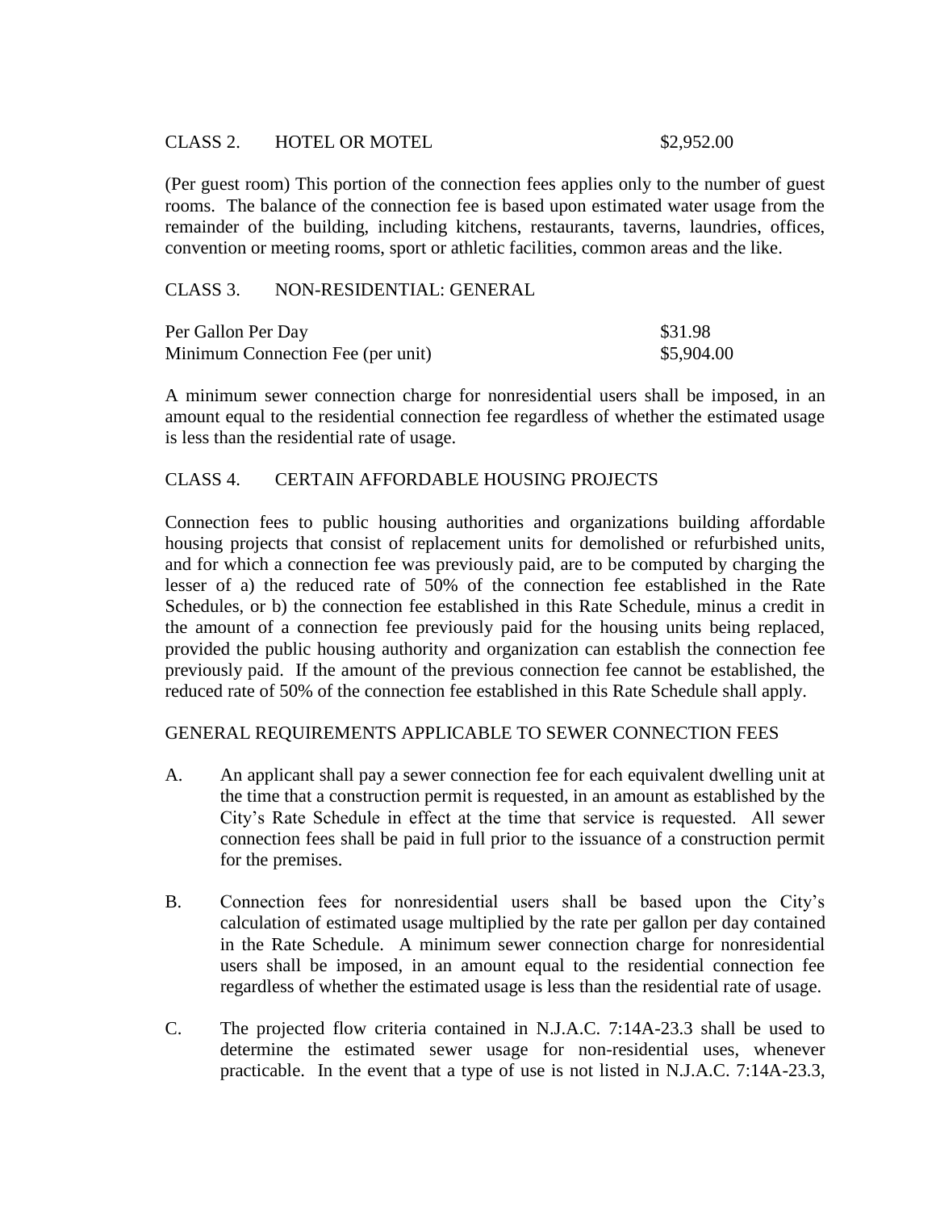CLASS 2. HOTEL OR MOTEL $2,952.00

(Per guest room) This portion of the connection fees applies only to the number of guest rooms. The balance of the connection fee is based upon estimated water usage from the remainder of the building, including kitchens, restaurants, taverns, laundries, offices, convention or meeting rooms, sport or athletic facilities, common areas and the like.

CLASS 3. NON-RESIDENTIAL: GENERAL

| | |
|---|---|
| Per Gallon Per Day | $31.98 |
| Minimum Connection Fee (per unit) | $5,904.00 |

A minimum sewer connection charge for nonresidential users shall be imposed, in an amount equal to the residential connection fee regardless of whether the estimated usage is less than the residential rate of usage.

CLASS 4. CERTAIN AFFORDABLE HOUSING PROJECTS

Connection fees to public housing authorities and organizations building affordable housing projects that consist of replacement units for demolished or refurbished units, and for which a connection fee was previously paid, are to be computed by charging the lesser of a) the reduced rate of 50% of the connection fee established in the Rate Schedules, or b) the connection fee established in this Rate Schedule, minus a credit in the amount of a connection fee previously paid for the housing units being replaced, provided the public housing authority and organization can establish the connection fee previously paid. If the amount of the previous connection fee cannot be established, the reduced rate of 50% of the connection fee established in this Rate Schedule shall apply.

GENERAL REQUIREMENTS APPLICABLE TO SEWER CONNECTION FEES

A. An applicant shall pay a sewer connection fee for each equivalent dwelling unit at the time that a construction permit is requested, in an amount as established by the City's Rate Schedule in effect at the time that service is requested. All sewer connection fees shall be paid in full prior to the issuance of a construction permit for the premises.

B. Connection fees for nonresidential users shall be based upon the City's calculation of estimated usage multiplied by the rate per gallon per day contained in the Rate Schedule. A minimum sewer connection charge for nonresidential users shall be imposed, in an amount equal to the residential connection fee regardless of whether the estimated usage is less than the residential rate of usage.

C. The projected flow criteria contained in N.J.A.C. 7:14A-23.3 shall be used to determine the estimated sewer usage for non-residential uses, whenever practicable. In the event that a type of use is not listed in N.J.A.C. 7:14A-23.3,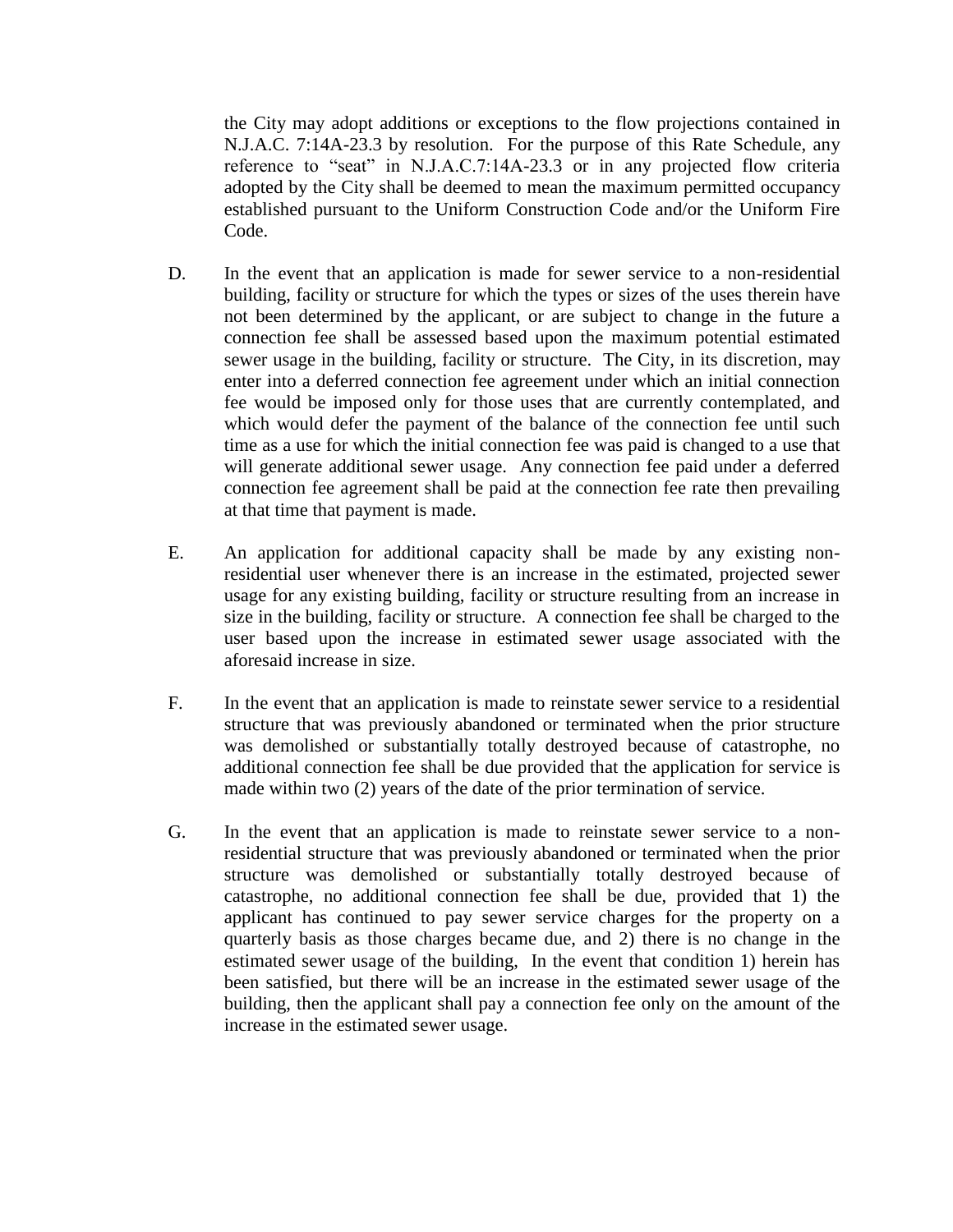the City may adopt additions or exceptions to the flow projections contained in N.J.A.C. 7:14A-23.3 by resolution. For the purpose of this Rate Schedule, any reference to "seat" in N.J.A.C.7:14A-23.3 or in any projected flow criteria adopted by the City shall be deemed to mean the maximum permitted occupancy established pursuant to the Uniform Construction Code and/or the Uniform Fire Code.

D. In the event that an application is made for sewer service to a non-residential building, facility or structure for which the types or sizes of the uses therein have not been determined by the applicant, or are subject to change in the future a connection fee shall be assessed based upon the maximum potential estimated sewer usage in the building, facility or structure. The City, in its discretion, may enter into a deferred connection fee agreement under which an initial connection fee would be imposed only for those uses that are currently contemplated, and which would defer the payment of the balance of the connection fee until such time as a use for which the initial connection fee was paid is changed to a use that will generate additional sewer usage. Any connection fee paid under a deferred connection fee agreement shall be paid at the connection fee rate then prevailing at that time that payment is made.

E. An application for additional capacity shall be made by any existing non-residential user whenever there is an increase in the estimated, projected sewer usage for any existing building, facility or structure resulting from an increase in size in the building, facility or structure. A connection fee shall be charged to the user based upon the increase in estimated sewer usage associated with the aforesaid increase in size.

F. In the event that an application is made to reinstate sewer service to a residential structure that was previously abandoned or terminated when the prior structure was demolished or substantially totally destroyed because of catastrophe, no additional connection fee shall be due provided that the application for service is made within two (2) years of the date of the prior termination of service.

G. In the event that an application is made to reinstate sewer service to a non-residential structure that was previously abandoned or terminated when the prior structure was demolished or substantially totally destroyed because of catastrophe, no additional connection fee shall be due, provided that 1) the applicant has continued to pay sewer service charges for the property on a quarterly basis as those charges became due, and 2) there is no change in the estimated sewer usage of the building, In the event that condition 1) herein has been satisfied, but there will be an increase in the estimated sewer usage of the building, then the applicant shall pay a connection fee only on the amount of the increase in the estimated sewer usage.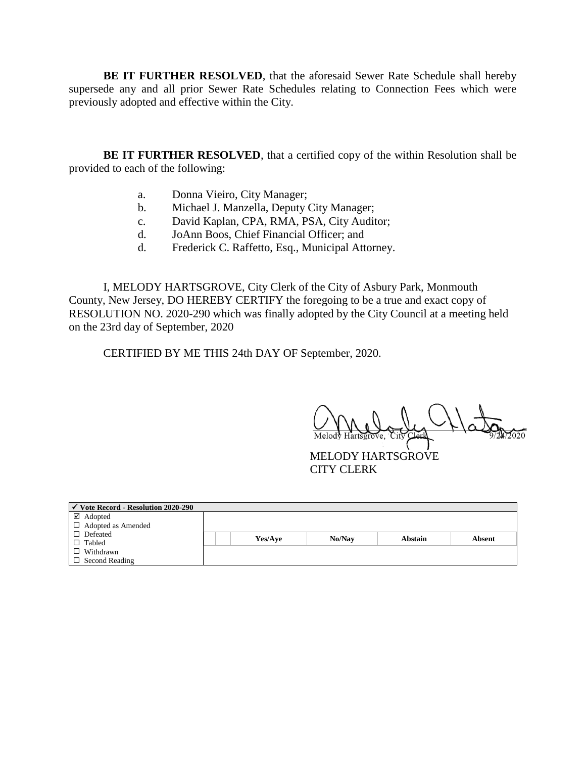**BE IT FURTHER RESOLVED**, that the aforesaid Sewer Rate Schedule shall hereby supersede any and all prior Sewer Rate Schedules relating to Connection Fees which were previously adopted and effective within the City.

**BE IT FURTHER RESOLVED**, that a certified copy of the within Resolution shall be provided to each of the following:

a. Donna Vieiro, City Manager;
b. Michael J. Manzella, Deputy City Manager;
c. David Kaplan, CPA, RMA, PSA, City Auditor;
d. JoAnn Boos, Chief Financial Officer; and
d. Frederick C. Raffetto, Esq., Municipal Attorney.

I, MELODY HARTSGROVE, City Clerk of the City of Asbury Park, Monmouth County, New Jersey, DO HEREBY CERTIFY the foregoing to be a true and exact copy of RESOLUTION NO. 2020-290 which was finally adopted by the City Council at a meeting held on the 23rd day of September, 2020

CERTIFIED BY ME THIS 24th DAY OF September, 2020.

Melody Hartsgrove, City Clerk 9/24/2020

MELODY HARTSGROVE
CITY CLERK

| ✓ Vote Record - Resolution 2020-290 | | | | | | |
|---|---|---|---|---|---|---|
| ☑ Adopted<br>☐ Adopted as Amended<br>☐ Defeated<br>☐ Tabled<br>☐ Withdrawn<br>☐ Second Reading | | | Yes/Aye | No/Nay | Abstain | Absent |